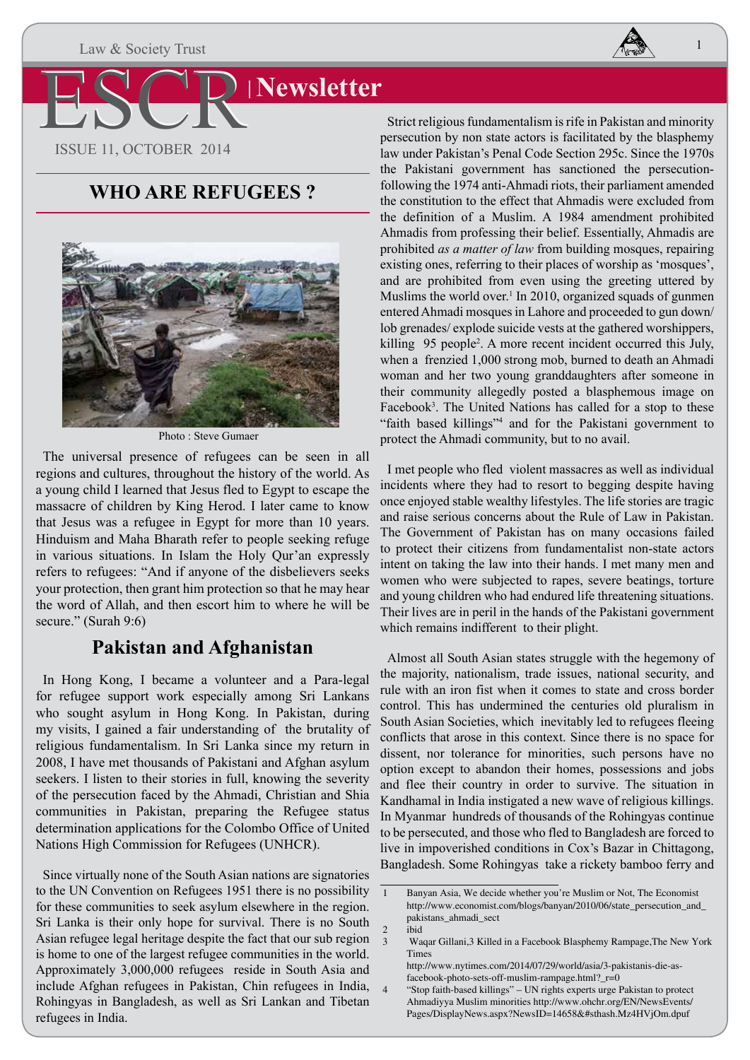# ESCR Newsletter

ISSUE 11, OCTOBER 2014

## WHO ARE REFUGEES ?

Photo : Steve Gumaer

The universal presence of refugees can be seen in all regions and cultures, throughout the history of the world. As a young child I learned that Jesus fled to Egypt to escape the massacre of children by King Herod. I later came to know that Jesus was a refugee in Egypt for more than 10 years. Hinduism and Maha Bharath refer to people seeking refuge in various situations. In Islam the Holy Qur'an expressly refers to refugees: "And if anyone of the disbelievers seeks your protection, then grant him protection so that he may hear the word of Allah, and then escort him to where he will be secure." (Surah 9:6)

## Pakistan and Afghanistan

In Hong Kong, I became a volunteer and a Para-legal for refugee support work especially among Sri Lankans who sought asylum in Hong Kong. In Pakistan, during my visits, I gained a fair understanding of the brutality of religious fundamentalism. In Sri Lanka since my return in 2008, I have met thousands of Pakistani and Afghan asylum seekers. I listen to their stories in full, knowing the severity of the persecution faced by the Ahmadi, Christian and Shia communities in Pakistan, preparing the Refugee status determination applications for the Colombo Office of United Nations High Commission for Refugees (UNHCR).

Since virtually none of the South Asian nations are signatories to the UN Convention on Refugees 1951 there is no possibility for these communities to seek asylum elsewhere in the region. Sri Lanka is their only hope for survival. There is no South Asian refugee legal heritage despite the fact that our sub region is home to one of the largest refugee communities in the world. Approximately 3,000,000 refugees reside in South Asia and include Afghan refugees in Pakistan, Chin refugees in India, Rohingyas in Bangladesh, as well as Sri Lankan and Tibetan refugees in India.

Strict religious fundamentalism is rife in Pakistan and minority persecution by non state actors is facilitated by the blasphemy law under Pakistan's Penal Code Section 295c. Since the 1970s the Pakistani government has sanctioned the persecution-following the 1974 anti-Ahmadi riots, their parliament amended the constitution to the effect that Ahmadis were excluded from the definition of a Muslim. A 1984 amendment prohibited Ahmadis from professing their belief. Essentially, Ahmadis are prohibited *as a matter of law* from building mosques, repairing existing ones, referring to their places of worship as 'mosques', and are prohibited from even using the greeting uttered by Muslims the world over.[1] In 2010, organized squads of gunmen entered Ahmadi mosques in Lahore and proceeded to gun down/ lob grenades/ explode suicide vests at the gathered worshippers, killing 95 people[2]. A more recent incident occurred this July, when a frenzied 1,000 strong mob, burned to death an Ahmadi woman and her two young granddaughters after someone in their community allegedly posted a blasphemous image on Facebook[3]. The United Nations has called for a stop to these "faith based killings"[4] and for the Pakistani government to protect the Ahmadi community, but to no avail.

I met people who fled violent massacres as well as individual incidents where they had to resort to begging despite having once enjoyed stable wealthy lifestyles. The life stories are tragic and raise serious concerns about the Rule of Law in Pakistan. The Government of Pakistan has on many occasions failed to protect their citizens from fundamentalist non-state actors intent on taking the law into their hands. I met many men and women who were subjected to rapes, severe beatings, torture and young children who had endured life threatening situations. Their lives are in peril in the hands of the Pakistani government which remains indifferent to their plight.

Almost all South Asian states struggle with the hegemony of the majority, nationalism, trade issues, national security, and rule with an iron fist when it comes to state and cross border control. This has undermined the centuries old pluralism in South Asian Societies, which inevitably led to refugees fleeing conflicts that arose in this context. Since there is no space for dissent, nor tolerance for minorities, such persons have no option except to abandon their homes, possessions and jobs and flee their country in order to survive. The situation in Kandhamal in India instigated a new wave of religious killings. In Myanmar hundreds of thousands of the Rohingyas continue to be persecuted, and those who fled to Bangladesh are forced to live in impoverished conditions in Cox's Bazar in Chittagong, Bangladesh. Some Rohingyas take a rickety bamboo ferry and

---

1. Banyan Asia, We decide whether you're Muslim or Not, The Economist http://www.economist.com/blogs/banyan/2010/06/state_persecution_and_pakistans_ahmadi_sect
2. ibid
3. Waqar Gillani,3 Killed in a Facebook Blasphemy Rampage,The New York Times http://www.nytimes.com/2014/07/29/world/asia/3-pakistanis-die-as-facebook-photo-sets-off-muslim-rampage.html?_r=0
4. "Stop faith-based killings" – UN rights experts urge Pakistan to protect Ahmadiyya Muslim minorities http://www.ohchr.org/EN/NewsEvents/Pages/DisplayNews.aspx?NewsID=14658&#sthash.Mz4HVjOm.dpuf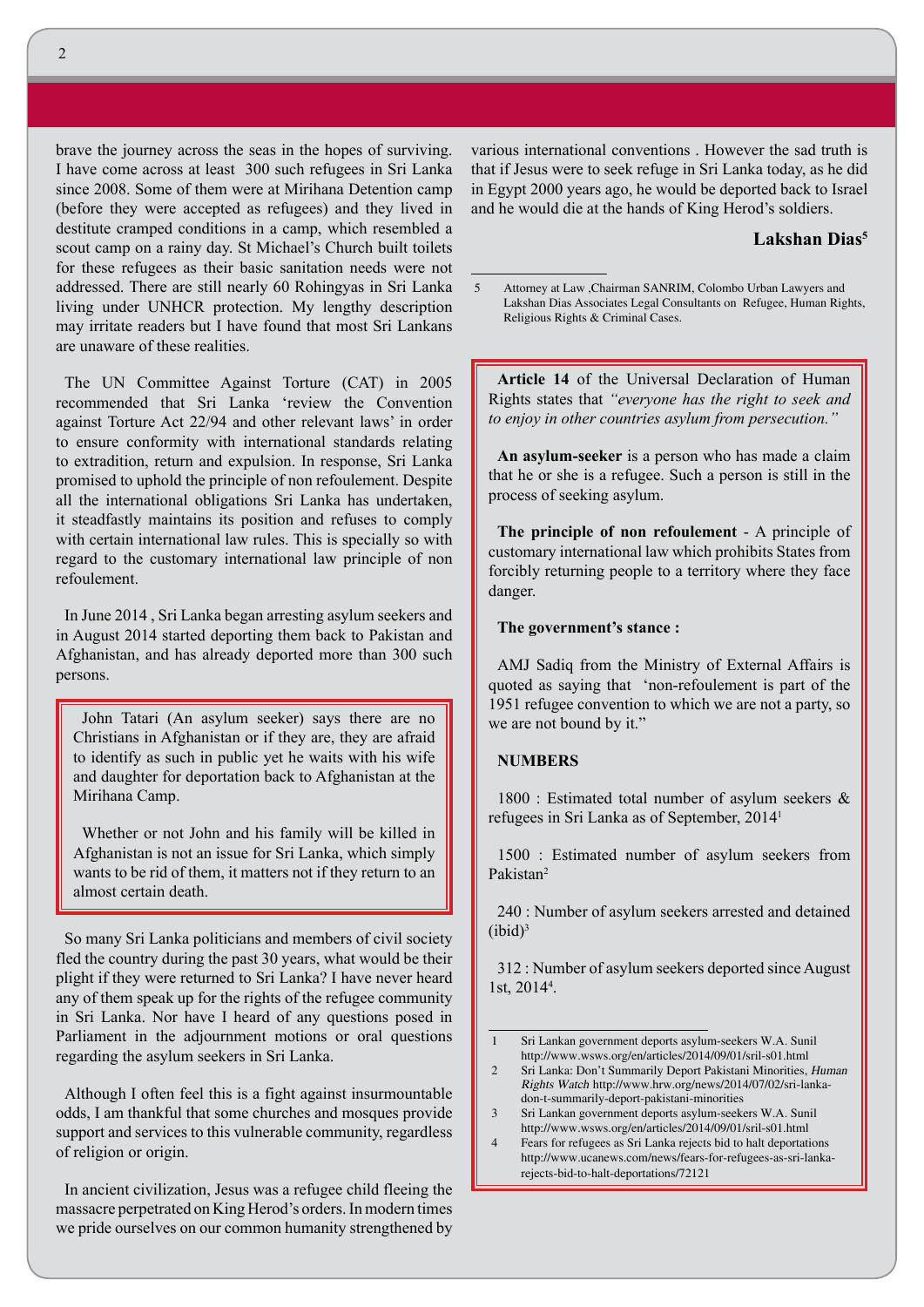brave the journey across the seas in the hopes of surviving. I have come across at least 300 such refugees in Sri Lanka since 2008. Some of them were at Mirihana Detention camp (before they were accepted as refugees) and they lived in destitute cramped conditions in a camp, which resembled a scout camp on a rainy day. St Michael's Church built toilets for these refugees as their basic sanitation needs were not addressed. There are still nearly 60 Rohingyas in Sri Lanka living under UNHCR protection. My lengthy description may irritate readers but I have found that most Sri Lankans are unaware of these realities.

The UN Committee Against Torture (CAT) in 2005 recommended that Sri Lanka 'review the Convention against Torture Act 22/94 and other relevant laws' in order to ensure conformity with international standards relating to extradition, return and expulsion. In response, Sri Lanka promised to uphold the principle of non refoulement. Despite all the international obligations Sri Lanka has undertaken, it steadfastly maintains its position and refuses to comply with certain international law rules. This is specially so with regard to the customary international law principle of non refoulement.

In June 2014 , Sri Lanka began arresting asylum seekers and in August 2014 started deporting them back to Pakistan and Afghanistan, and has already deported more than 300 such persons.

> John Tatari (An asylum seeker) says there are no Christians in Afghanistan or if they are, they are afraid to identify as such in public yet he waits with his wife and daughter for deportation back to Afghanistan at the Mirihana Camp.
>
> Whether or not John and his family will be killed in Afghanistan is not an issue for Sri Lanka, which simply wants to be rid of them, it matters not if they return to an almost certain death.

So many Sri Lanka politicians and members of civil society fled the country during the past 30 years, what would be their plight if they were returned to Sri Lanka? I have never heard any of them speak up for the rights of the refugee community in Sri Lanka. Nor have I heard of any questions posed in Parliament in the adjournment motions or oral questions regarding the asylum seekers in Sri Lanka.

Although I often feel this is a fight against insurmountable odds, I am thankful that some churches and mosques provide support and services to this vulnerable community, regardless of religion or origin.

In ancient civilization, Jesus was a refugee child fleeing the massacre perpetrated on King Herod's orders. In modern times we pride ourselves on our common humanity strengthened by various international conventions . However the sad truth is that if Jesus were to seek refuge in Sri Lanka today, as he did in Egypt 2000 years ago, he would be deported back to Israel and he would die at the hands of King Herod's soldiers.

**Lakshan Dias[5]**

5 Attorney at Law ,Chairman SANRIM, Colombo Urban Lawyers and Lakshan Dias Associates Legal Consultants on Refugee, Human Rights, Religious Rights & Criminal Cases.

> **Article 14** of the Universal Declaration of Human Rights states that *"everyone has the right to seek and to enjoy in other countries asylum from persecution."*
>
> **An asylum-seeker** is a person who has made a claim that he or she is a refugee. Such a person is still in the process of seeking asylum.
>
> **The principle of non refoulement** - A principle of customary international law which prohibits States from forcibly returning people to a territory where they face danger.
>
> **The government's stance :**
>
> AMJ Sadiq from the Ministry of External Affairs is quoted as saying that 'non-refoulement is part of the 1951 refugee convention to which we are not a party, so we are not bound by it."
>
> **NUMBERS**
>
> 1800 : Estimated total number of asylum seekers & refugees in Sri Lanka as of September, 2014[1]
>
> 1500 : Estimated number of asylum seekers from Pakistan[2]
>
> 240 : Number of asylum seekers arrested and detained (ibid)[3]
>
> 312 : Number of asylum seekers deported since August 1st, 2014[4].
>
> 1 Sri Lankan government deports asylum-seekers W.A. Sunil http://www.wsws.org/en/articles/2014/09/01/sril-s01.html
>
> 2 Sri Lanka: Don't Summarily Deport Pakistani Minorities, *Human Rights Watch* http://www.hrw.org/news/2014/07/02/sri-lanka-don-t-summarily-deport-pakistani-minorities
>
> 3 Sri Lankan government deports asylum-seekers W.A. Sunil http://www.wsws.org/en/articles/2014/09/01/sril-s01.html
>
> 4 Fears for refugees as Sri Lanka rejects bid to halt deportations http://www.ucanews.com/news/fears-for-refugees-as-sri-lanka-rejects-bid-to-halt-deportations/72121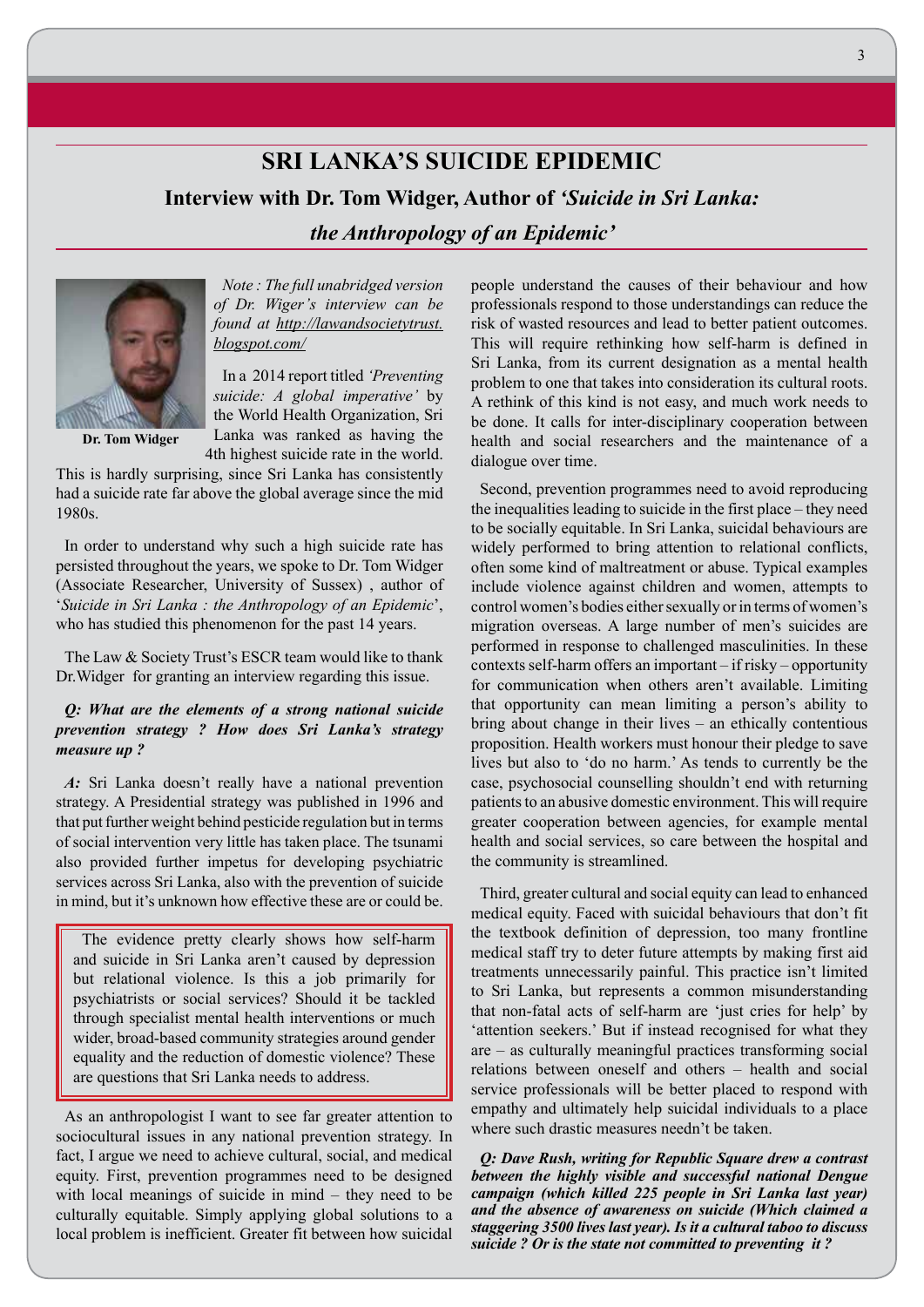# SRI LANKA'S SUICIDE EPIDEMIC

## Interview with Dr. Tom Widger, Author of *'Suicide in Sri Lanka: the Anthropology of an Epidemic'*

Dr. Tom Widger

*Note : The full unabridged version of Dr. Wiger's interview can be found at http://lawandsocietytrust.blogspot.com/*

In a 2014 report titled *'Preventing suicide: A global imperative'* by the World Health Organization, Sri Lanka was ranked as having the 4th highest suicide rate in the world. This is hardly surprising, since Sri Lanka has consistently had a suicide rate far above the global average since the mid 1980s.

In order to understand why such a high suicide rate has persisted throughout the years, we spoke to Dr. Tom Widger (Associate Researcher, University of Sussex) , author of '*Suicide in Sri Lanka : the Anthropology of an Epidemic*', who has studied this phenomenon for the past 14 years.

The Law & Society Trust's ESCR team would like to thank Dr.Widger for granting an interview regarding this issue.

***Q: What are the elements of a strong national suicide prevention strategy ? How does Sri Lanka's strategy measure up ?***

***A:*** Sri Lanka doesn't really have a national prevention strategy. A Presidential strategy was published in 1996 and that put further weight behind pesticide regulation but in terms of social intervention very little has taken place. The tsunami also provided further impetus for developing psychiatric services across Sri Lanka, also with the prevention of suicide in mind, but it's unknown how effective these are or could be.

> The evidence pretty clearly shows how self-harm and suicide in Sri Lanka aren't caused by depression but relational violence. Is this a job primarily for psychiatrists or social services? Should it be tackled through specialist mental health interventions or much wider, broad-based community strategies around gender equality and the reduction of domestic violence? These are questions that Sri Lanka needs to address.

As an anthropologist I want to see far greater attention to sociocultural issues in any national prevention strategy. In fact, I argue we need to achieve cultural, social, and medical equity. First, prevention programmes need to be designed with local meanings of suicide in mind – they need to be culturally equitable. Simply applying global solutions to a local problem is inefficient. Greater fit between how suicidal people understand the causes of their behaviour and how professionals respond to those understandings can reduce the risk of wasted resources and lead to better patient outcomes. This will require rethinking how self-harm is defined in Sri Lanka, from its current designation as a mental health problem to one that takes into consideration its cultural roots. A rethink of this kind is not easy, and much work needs to be done. It calls for inter-disciplinary cooperation between health and social researchers and the maintenance of a dialogue over time.

Second, prevention programmes need to avoid reproducing the inequalities leading to suicide in the first place – they need to be socially equitable. In Sri Lanka, suicidal behaviours are widely performed to bring attention to relational conflicts, often some kind of maltreatment or abuse. Typical examples include violence against children and women, attempts to control women's bodies either sexually or in terms of women's migration overseas. A large number of men's suicides are performed in response to challenged masculinities. In these contexts self-harm offers an important – if risky – opportunity for communication when others aren't available. Limiting that opportunity can mean limiting a person's ability to bring about change in their lives – an ethically contentious proposition. Health workers must honour their pledge to save lives but also to 'do no harm.' As tends to currently be the case, psychosocial counselling shouldn't end with returning patients to an abusive domestic environment. This will require greater cooperation between agencies, for example mental health and social services, so care between the hospital and the community is streamlined.

Third, greater cultural and social equity can lead to enhanced medical equity. Faced with suicidal behaviours that don't fit the textbook definition of depression, too many frontline medical staff try to deter future attempts by making first aid treatments unnecessarily painful. This practice isn't limited to Sri Lanka, but represents a common misunderstanding that non-fatal acts of self-harm are 'just cries for help' by 'attention seekers.' But if instead recognised for what they are – as culturally meaningful practices transforming social relations between oneself and others – health and social service professionals will be better placed to respond with empathy and ultimately help suicidal individuals to a place where such drastic measures needn't be taken.

***Q: Dave Rush, writing for Republic Square drew a contrast between the highly visible and successful national Dengue campaign (which killed 225 people in Sri Lanka last year) and the absence of awareness on suicide (Which claimed a staggering 3500 lives last year). Is it a cultural taboo to discuss suicide ? Or is the state not committed to preventing it ?***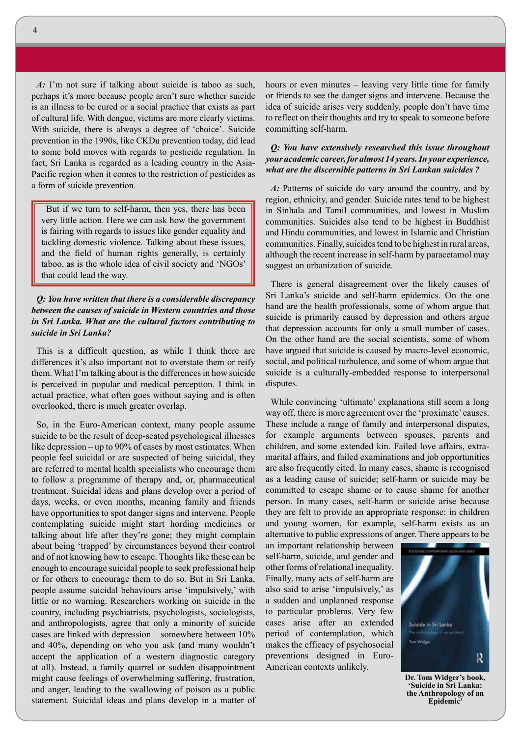***A:*** I'm not sure if talking about suicide is taboo as such, perhaps it's more because people aren't sure whether suicide is an illness to be cured or a social practice that exists as part of cultural life. With dengue, victims are more clearly victims. With suicide, there is always a degree of 'choice'. Suicide prevention in the 1990s, like CKDu prevention today, did lead to some bold moves with regards to pesticide regulation. In fact, Sri Lanka is regarded as a leading country in the Asia-Pacific region when it comes to the restriction of pesticides as a form of suicide prevention.

> But if we turn to self-harm, then yes, there has been very little action. Here we can ask how the government is fairing with regards to issues like gender equality and tackling domestic violence. Talking about these issues, and the field of human rights generally, is certainly taboo, as is the whole idea of civil society and 'NGOs' that could lead the way.

***Q: You have written that there is a considerable discrepancy between the causes of suicide in Western countries and those in Sri Lanka. What are the cultural factors contributing to suicide in Sri Lanka?***

This is a difficult question, as while I think there are differences it's also important not to overstate them or reify them. What I'm talking about is the differences in how suicide is perceived in popular and medical perception. I think in actual practice, what often goes without saying and is often overlooked, there is much greater overlap.

So, in the Euro-American context, many people assume suicide to be the result of deep-seated psychological illnesses like depression – up to 90% of cases by most estimates. When people feel suicidal or are suspected of being suicidal, they are referred to mental health specialists who encourage them to follow a programme of therapy and, or, pharmaceutical treatment. Suicidal ideas and plans develop over a period of days, weeks, or even months, meaning family and friends have opportunities to spot danger signs and intervene. People contemplating suicide might start hording medicines or talking about life after they're gone; they might complain about being 'trapped' by circumstances beyond their control and of not knowing how to escape. Thoughts like these can be enough to encourage suicidal people to seek professional help or for others to encourage them to do so. But in Sri Lanka, people assume suicidal behaviours arise 'impulsively,' with little or no warning. Researchers working on suicide in the country, including psychiatrists, psychologists, sociologists, and anthropologists, agree that only a minority of suicide cases are linked with depression – somewhere between 10% and 40%, depending on who you ask (and many wouldn't accept the application of a western diagnostic category at all). Instead, a family quarrel or sudden disappointment might cause feelings of overwhelming suffering, frustration, and anger, leading to the swallowing of poison as a public statement. Suicidal ideas and plans develop in a matter of hours or even minutes – leaving very little time for family or friends to see the danger signs and intervene. Because the idea of suicide arises very suddenly, people don't have time to reflect on their thoughts and try to speak to someone before committing self-harm.

***Q: You have extensively researched this issue throughout your academic career, for almost 14 years. In your experience, what are the discernible patterns in Sri Lankan suicides ?***

***A:*** Patterns of suicide do vary around the country, and by region, ethnicity, and gender. Suicide rates tend to be highest in Sinhala and Tamil communities, and lowest in Muslim communities. Suicides also tend to be highest in Buddhist and Hindu communities, and lowest in Islamic and Christian communities. Finally, suicides tend to be highest in rural areas, although the recent increase in self-harm by paracetamol may suggest an urbanization of suicide.

There is general disagreement over the likely causes of Sri Lanka's suicide and self-harm epidemics. On the one hand are the health professionals, some of whom argue that suicide is primarily caused by depression and others argue that depression accounts for only a small number of cases. On the other hand are the social scientists, some of whom have argued that suicide is caused by macro-level economic, social, and political turbulence, and some of whom argue that suicide is a culturally-embedded response to interpersonal disputes.

While convincing 'ultimate' explanations still seem a long way off, there is more agreement over the 'proximate' causes. These include a range of family and interpersonal disputes, for example arguments between spouses, parents and children, and some extended kin. Failed love affairs, extra-marital affairs, and failed examinations and job opportunities are also frequently cited. In many cases, shame is recognised as a leading cause of suicide; self-harm or suicide may be committed to escape shame or to cause shame for another person. In many cases, self-harm or suicide arise because they are felt to provide an appropriate response: in children and young women, for example, self-harm exists as an alternative to public expressions of anger. There appears to be an important relationship between self-harm, suicide, and gender and other forms of relational inequality. Finally, many acts of self-harm are also said to arise 'impulsively,' as a sudden and unplanned response to particular problems. Very few cases arise after an extended period of contemplation, which makes the efficacy of psychosocial preventions designed in Euro-American contexts unlikely.

**Dr. Tom Widger's book, 'Suicide in Sri Lanka: the Anthropology of an Epidemic'**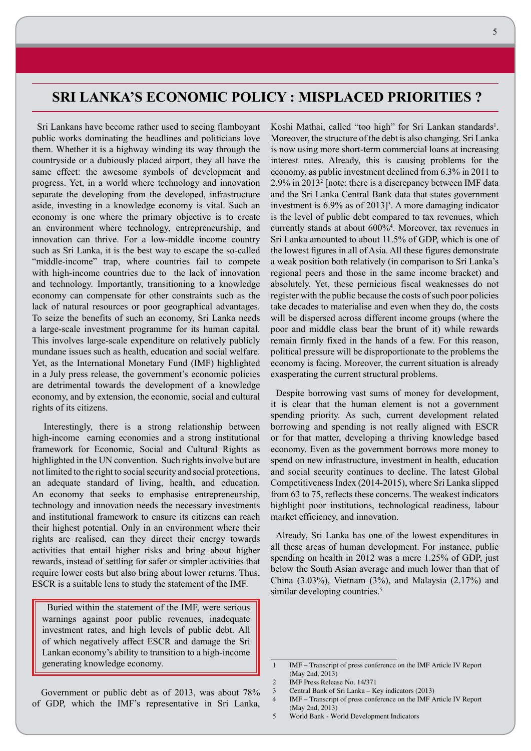# SRI LANKA'S ECONOMIC POLICY : MISPLACED PRIORITIES ?

Sri Lankans have become rather used to seeing flamboyant public works dominating the headlines and politicians love them. Whether it is a highway winding its way through the countryside or a dubiously placed airport, they all have the same effect: the awesome symbols of development and progress. Yet, in a world where technology and innovation separate the developing from the developed, infrastructure aside, investing in a knowledge economy is vital. Such an economy is one where the primary objective is to create an environment where technology, entrepreneurship, and innovation can thrive. For a low-middle income country such as Sri Lanka, it is the best way to escape the so-called "middle-income" trap, where countries fail to compete with high-income countries due to the lack of innovation and technology. Importantly, transitioning to a knowledge economy can compensate for other constraints such as the lack of natural resources or poor geographical advantages. To seize the benefits of such an economy, Sri Lanka needs a large-scale investment programme for its human capital. This involves large-scale expenditure on relatively publicly mundane issues such as health, education and social welfare. Yet, as the International Monetary Fund (IMF) highlighted in a July press release, the government's economic policies are detrimental towards the development of a knowledge economy, and by extension, the economic, social and cultural rights of its citizens.

Interestingly, there is a strong relationship between high-income earning economies and a strong institutional framework for Economic, Social and Cultural Rights as highlighted in the UN convention. Such rights involve but are not limited to the right to social security and social protections, an adequate standard of living, health, and education. An economy that seeks to emphasise entrepreneurship, technology and innovation needs the necessary investments and institutional framework to ensure its citizens can reach their highest potential. Only in an environment where their rights are realised, can they direct their energy towards activities that entail higher risks and bring about higher rewards, instead of settling for safer or simpler activities that require lower costs but also bring about lower returns. Thus, ESCR is a suitable lens to study the statement of the IMF.

> Buried within the statement of the IMF, were serious warnings against poor public revenues, inadequate investment rates, and high levels of public debt. All of which negatively affect ESCR and damage the Sri Lankan economy's ability to transition to a high-income generating knowledge economy.

Government or public debt as of 2013, was about 78% of GDP, which the IMF's representative in Sri Lanka, Koshi Mathai, called "too high" for Sri Lankan standards[1]. Moreover, the structure of the debt is also changing. Sri Lanka is now using more short-term commercial loans at increasing interest rates. Already, this is causing problems for the economy, as public investment declined from 6.3% in 2011 to 2.9% in 2013[2] [note: there is a discrepancy between IMF data and the Sri Lanka Central Bank data that states government investment is 6.9% as of 2013][3]. A more damaging indicator is the level of public debt compared to tax revenues, which currently stands at about 600%[4]. Moreover, tax revenues in Sri Lanka amounted to about 11.5% of GDP, which is one of the lowest figures in all of Asia. All these figures demonstrate a weak position both relatively (in comparison to Sri Lanka's regional peers and those in the same income bracket) and absolutely. Yet, these pernicious fiscal weaknesses do not register with the public because the costs of such poor policies take decades to materialise and even when they do, the costs will be dispersed across different income groups (where the poor and middle class bear the brunt of it) while rewards remain firmly fixed in the hands of a few. For this reason, political pressure will be disproportionate to the problems the economy is facing. Moreover, the current situation is already exasperating the current structural problems.

Despite borrowing vast sums of money for development, it is clear that the human element is not a government spending priority. As such, current development related borrowing and spending is not really aligned with ESCR or for that matter, developing a thriving knowledge based economy. Even as the government borrows more money to spend on new infrastructure, investment in health, education and social security continues to decline. The latest Global Competitiveness Index (2014-2015), where Sri Lanka slipped from 63 to 75, reflects these concerns. The weakest indicators highlight poor institutions, technological readiness, labour market efficiency, and innovation.

Already, Sri Lanka has one of the lowest expenditures in all these areas of human development. For instance, public spending on health in 2012 was a mere 1.25% of GDP, just below the South Asian average and much lower than that of China (3.03%), Vietnam (3%), and Malaysia (2.17%) and similar developing countries.[5]

---

1. IMF – Transcript of press conference on the IMF Article IV Report (May 2nd, 2013)
2. IMF Press Release No. 14/371
3. Central Bank of Sri Lanka – Key indicators (2013)
4. IMF – Transcript of press conference on the IMF Article IV Report (May 2nd, 2013)
5. World Bank - World Development Indicators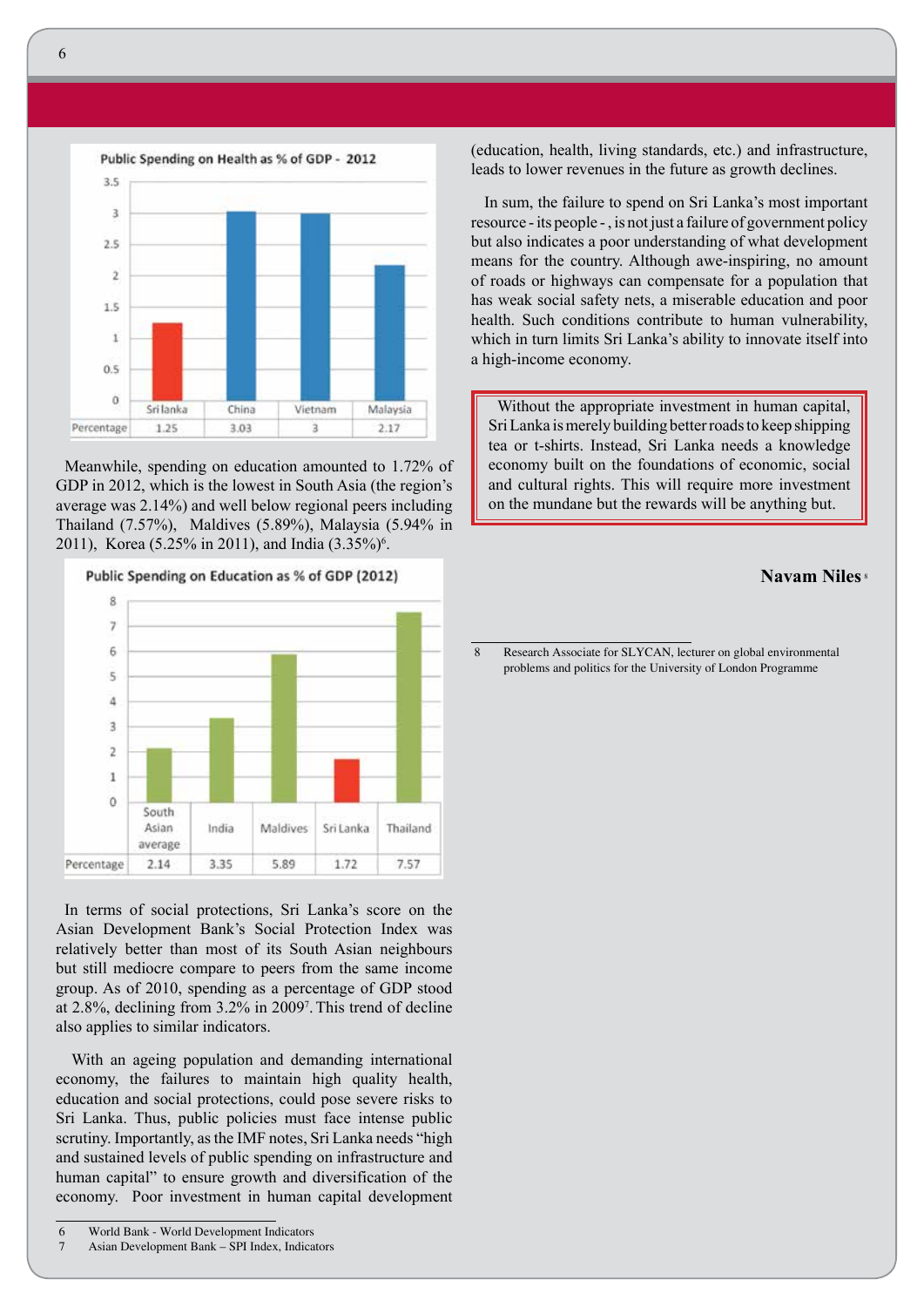**Public Spending on Health as % of GDP - 2012**

| | Sri lanka | China | Vietnam | Malaysia |
|---|---|---|---|---|
| Percentage | 1.25 | 3.03 | 3 | 2.17 |

Meanwhile, spending on education amounted to 1.72% of GDP in 2012, which is the lowest in South Asia (the region's average was 2.14%) and well below regional peers including Thailand (7.57%), Maldives (5.89%), Malaysia (5.94% in 2011), Korea (5.25% in 2011), and India (3.35%)[6].

**Public Spending on Education as % of GDP (2012)**

| | South Asian average | India | Maldives | Sri Lanka | Thailand |
|---|---|---|---|---|---|
| Percentage | 2.14 | 3.35 | 5.89 | 1.72 | 7.57 |

In terms of social protections, Sri Lanka's score on the Asian Development Bank's Social Protection Index was relatively better than most of its South Asian neighbours but still mediocre compare to peers from the same income group. As of 2010, spending as a percentage of GDP stood at 2.8%, declining from 3.2% in 2009[7]. This trend of decline also applies to similar indicators.

With an ageing population and demanding international economy, the failures to maintain high quality health, education and social protections, could pose severe risks to Sri Lanka. Thus, public policies must face intense public scrutiny. Importantly, as the IMF notes, Sri Lanka needs "high and sustained levels of public spending on infrastructure and human capital" to ensure growth and diversification of the economy. Poor investment in human capital development (education, health, living standards, etc.) and infrastructure, leads to lower revenues in the future as growth declines.

In sum, the failure to spend on Sri Lanka's most important resource - its people - , is not just a failure of government policy but also indicates a poor understanding of what development means for the country. Although awe-inspiring, no amount of roads or highways can compensate for a population that has weak social safety nets, a miserable education and poor health. Such conditions contribute to human vulnerability, which in turn limits Sri Lanka's ability to innovate itself into a high-income economy.

> Without the appropriate investment in human capital, Sri Lanka is merely building better roads to keep shipping tea or t-shirts. Instead, Sri Lanka needs a knowledge economy built on the foundations of economic, social and cultural rights. This will require more investment on the mundane but the rewards will be anything but.

**Navam Niles**[8]

---

6 World Bank - World Development Indicators

7 Asian Development Bank – SPI Index, Indicators

8 Research Associate for SLYCAN, lecturer on global environmental problems and politics for the University of London Programme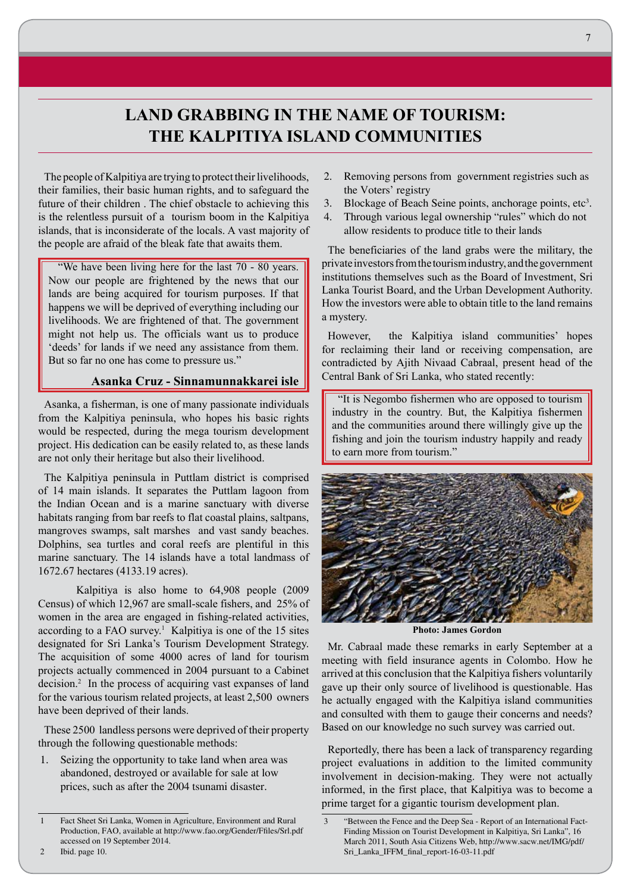# LAND GRABBING IN THE NAME OF TOURISM: THE KALPITIYA ISLAND COMMUNITIES

The people of Kalpitiya are trying to protect their livelihoods, their families, their basic human rights, and to safeguard the future of their children . The chief obstacle to achieving this is the relentless pursuit of a tourism boom in the Kalpitiya islands, that is inconsiderate of the locals. A vast majority of the people are afraid of the bleak fate that awaits them.

> "We have been living here for the last 70 - 80 years. Now our people are frightened by the news that our lands are being acquired for tourism purposes. If that happens we will be deprived of everything including our livelihoods. We are frightened of that. The government might not help us. The officials want us to produce 'deeds' for lands if we need any assistance from them. But so far no one has come to pressure us."
>
> **Asanka Cruz - Sinnamunnakkarei isle**

Asanka, a fisherman, is one of many passionate individuals from the Kalpitiya peninsula, who hopes his basic rights would be respected, during the mega tourism development project. His dedication can be easily related to, as these lands are not only their heritage but also their livelihood.

The Kalpitiya peninsula in Puttlam district is comprised of 14 main islands. It separates the Puttlam lagoon from the Indian Ocean and is a marine sanctuary with diverse habitats ranging from bar reefs to flat coastal plains, saltpans, mangroves swamps, salt marshes and vast sandy beaches. Dolphins, sea turtles and coral reefs are plentiful in this marine sanctuary. The 14 islands have a total landmass of 1672.67 hectares (4133.19 acres).

Kalpitiya is also home to 64,908 people (2009 Census) of which 12,967 are small-scale fishers, and 25% of women in the area are engaged in fishing-related activities, according to a FAO survey.[1] Kalpitiya is one of the 15 sites designated for Sri Lanka's Tourism Development Strategy. The acquisition of some 4000 acres of land for tourism projects actually commenced in 2004 pursuant to a Cabinet decision.[2] In the process of acquiring vast expanses of land for the various tourism related projects, at least 2,500 owners have been deprived of their lands.

These 2500 landless persons were deprived of their property through the following questionable methods:

1. Seizing the opportunity to take land when area was abandoned, destroyed or available for sale at low prices, such as after the 2004 tsunami disaster.
2. Removing persons from government registries such as the Voters' registry
3. Blockage of Beach Seine points, anchorage points, etc[3].
4. Through various legal ownership "rules" which do not allow residents to produce title to their lands

The beneficiaries of the land grabs were the military, the private investors from the tourism industry, and the government institutions themselves such as the Board of Investment, Sri Lanka Tourist Board, and the Urban Development Authority. How the investors were able to obtain title to the land remains a mystery.

However, the Kalpitiya island communities' hopes for reclaiming their land or receiving compensation, are contradicted by Ajith Nivaad Cabraal, present head of the Central Bank of Sri Lanka, who stated recently:

> "It is Negombo fishermen who are opposed to tourism industry in the country. But, the Kalpitiya fishermen and the communities around there willingly give up the fishing and join the tourism industry happily and ready to earn more from tourism."

**Photo: James Gordon**

Mr. Cabraal made these remarks in early September at a meeting with field insurance agents in Colombo. How he arrived at this conclusion that the Kalpitiya fishers voluntarily gave up their only source of livelihood is questionable. Has he actually engaged with the Kalpitiya island communities and consulted with them to gauge their concerns and needs? Based on our knowledge no such survey was carried out.

Reportedly, there has been a lack of transparency regarding project evaluations in addition to the limited community involvement in decision-making. They were not actually informed, in the first place, that Kalpitiya was to become a prime target for a gigantic tourism development plan.

---

1 Fact Sheet Sri Lanka, Women in Agriculture, Environment and Rural Production, FAO, available at http://www.fao.org/Gender/Ffiles/Srl.pdf accessed on 19 September 2014.

2 Ibid. page 10.

3 "Between the Fence and the Deep Sea - Report of an International Fact-Finding Mission on Tourist Development in Kalpitiya, Sri Lanka", 16 March 2011, South Asia Citizens Web, http://www.sacw.net/IMG/pdf/Sri_Lanka_IFFM_final_report-16-03-11.pdf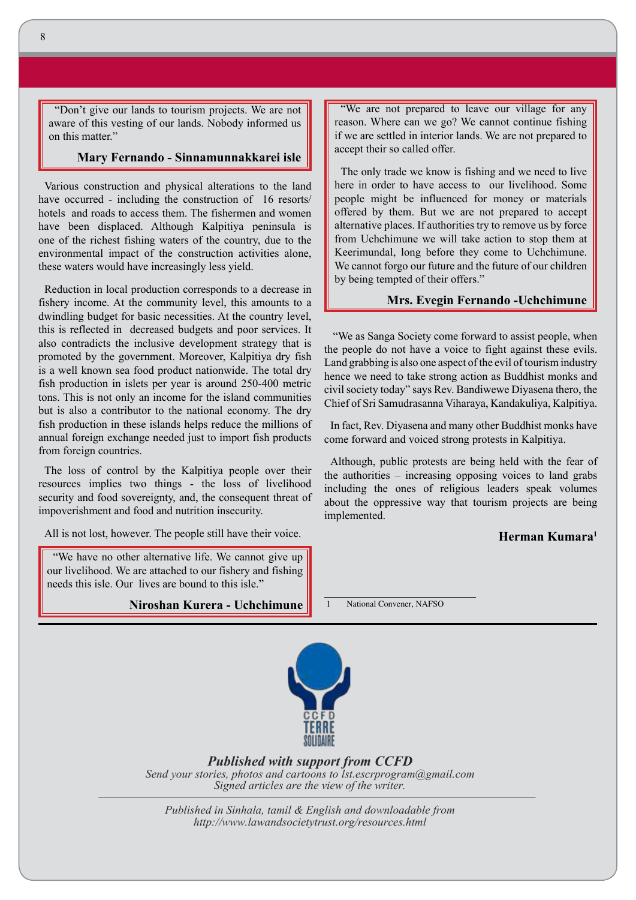"Don't give our lands to tourism projects. We are not aware of this vesting of our lands. Nobody informed us on this matter."

**Mary Fernando - Sinnamunnakkarei isle**

Various construction and physical alterations to the land have occurred - including the construction of 16 resorts/ hotels and roads to access them. The fishermen and women have been displaced. Although Kalpitiya peninsula is one of the richest fishing waters of the country, due to the environmental impact of the construction activities alone, these waters would have increasingly less yield.

Reduction in local production corresponds to a decrease in fishery income. At the community level, this amounts to a dwindling budget for basic necessities. At the country level, this is reflected in decreased budgets and poor services. It also contradicts the inclusive development strategy that is promoted by the government. Moreover, Kalpitiya dry fish is a well known sea food product nationwide. The total dry fish production in islets per year is around 250-400 metric tons. This is not only an income for the island communities but is also a contributor to the national economy. The dry fish production in these islands helps reduce the millions of annual foreign exchange needed just to import fish products from foreign countries.

The loss of control by the Kalpitiya people over their resources implies two things - the loss of livelihood security and food sovereignty, and, the consequent threat of impoverishment and food and nutrition insecurity.

All is not lost, however. The people still have their voice.

"We have no other alternative life. We cannot give up our livelihood. We are attached to our fishery and fishing needs this isle. Our lives are bound to this isle."

**Niroshan Kurera - Uchchimune**

"We are not prepared to leave our village for any reason. Where can we go? We cannot continue fishing if we are settled in interior lands. We are not prepared to accept their so called offer.

The only trade we know is fishing and we need to live here in order to have access to our livelihood. Some people might be influenced for money or materials offered by them. But we are not prepared to accept alternative places. If authorities try to remove us by force from Uchchimune we will take action to stop them at Keerimundal, long before they come to Uchchimune. We cannot forgo our future and the future of our children by being tempted of their offers."

**Mrs. Evegin Fernando -Uchchimune**

"We as Sanga Society come forward to assist people, when the people do not have a voice to fight against these evils. Land grabbing is also one aspect of the evil of tourism industry hence we need to take strong action as Buddhist monks and civil society today" says Rev. Bandiwewe Diyasena thero, the Chief of Sri Samudrasanna Viharaya, Kandakuliya, Kalpitiya.

In fact, Rev. Diyasena and many other Buddhist monks have come forward and voiced strong protests in Kalpitiya.

Although, public protests are being held with the fear of the authorities – increasing opposing voices to land grabs including the ones of religious leaders speak volumes about the oppressive way that tourism projects are being implemented.

**Herman Kumara[1]**

1 National Convener, NAFSO

CCFD TERRE SOLIDAIRE

***Published with support from CCFD***

*Send your stories, photos and cartoons to lst.escrprogram@gmail.com*
*Signed articles are the view of the writer.*

*Published in Sinhala, tamil & English and downloadable from*
*http://www.lawandsocietytrust.org/resources.html*